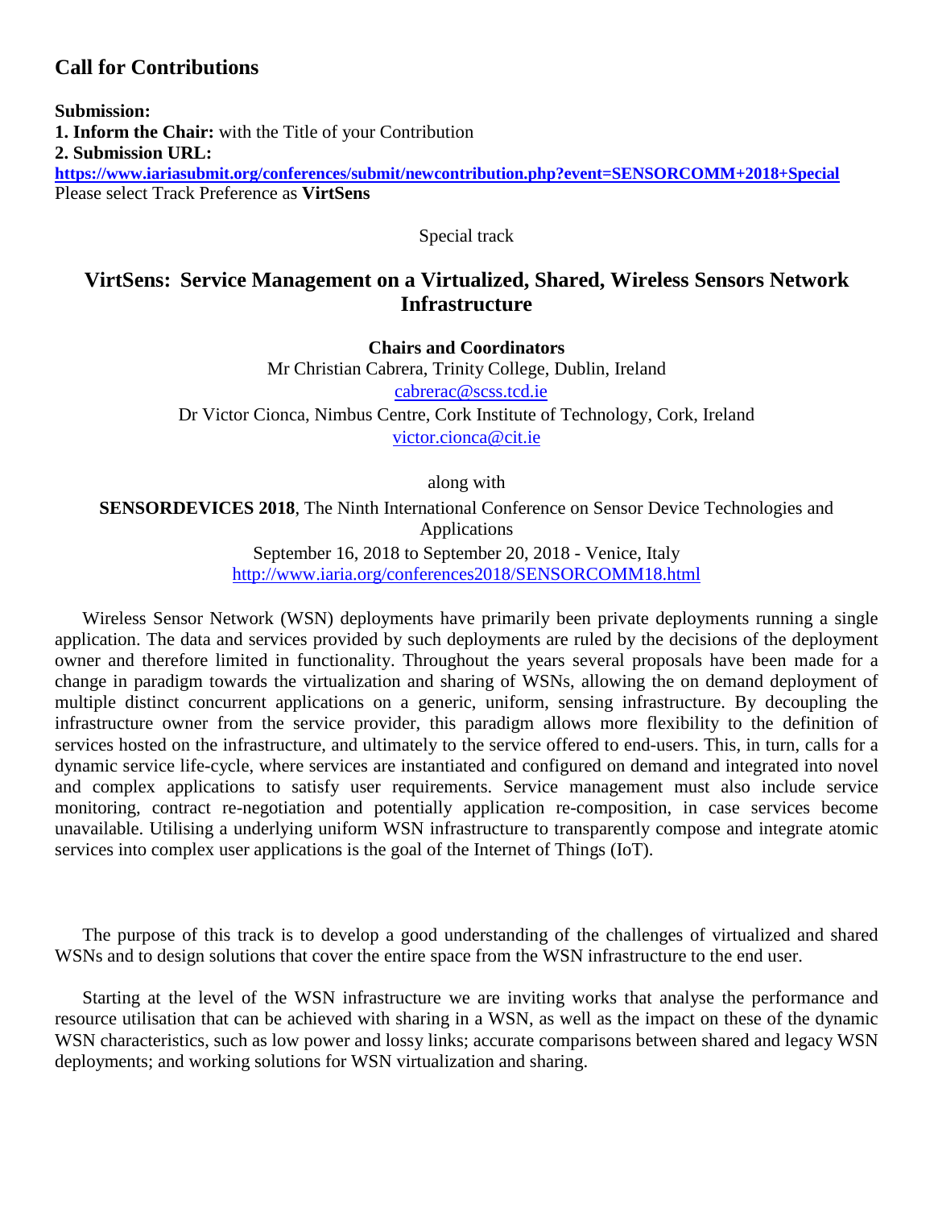## Call for Contributions

**Submission:**
**1. Inform the Chair:** with the Title of your Contribution
**2. Submission URL:**
**https://www.iariasubmit.org/conferences/submit/newcontribution.php?event=SENSORCOMM+2018+Special**
Please select Track Preference as **VirtSens**

Special track

# VirtSens: Service Management on a Virtualized, Shared, Wireless Sensors Network Infrastructure

**Chairs and Coordinators**

Mr Christian Cabrera, Trinity College, Dublin, Ireland
cabrerac@scss.tcd.ie
Dr Victor Cionca, Nimbus Centre, Cork Institute of Technology, Cork, Ireland
victor.cionca@cit.ie

along with

**SENSORDEVICES 2018**, The Ninth International Conference on Sensor Device Technologies and Applications
September 16, 2018 to September 20, 2018 - Venice, Italy
http://www.iaria.org/conferences2018/SENSORCOMM18.html

Wireless Sensor Network (WSN) deployments have primarily been private deployments running a single application. The data and services provided by such deployments are ruled by the decisions of the deployment owner and therefore limited in functionality. Throughout the years several proposals have been made for a change in paradigm towards the virtualization and sharing of WSNs, allowing the on demand deployment of multiple distinct concurrent applications on a generic, uniform, sensing infrastructure. By decoupling the infrastructure owner from the service provider, this paradigm allows more flexibility to the definition of services hosted on the infrastructure, and ultimately to the service offered to end-users. This, in turn, calls for a dynamic service life-cycle, where services are instantiated and configured on demand and integrated into novel and complex applications to satisfy user requirements. Service management must also include service monitoring, contract re-negotiation and potentially application re-composition, in case services become unavailable. Utilising a underlying uniform WSN infrastructure to transparently compose and integrate atomic services into complex user applications is the goal of the Internet of Things (IoT).

The purpose of this track is to develop a good understanding of the challenges of virtualized and shared WSNs and to design solutions that cover the entire space from the WSN infrastructure to the end user.

Starting at the level of the WSN infrastructure we are inviting works that analyse the performance and resource utilisation that can be achieved with sharing in a WSN, as well as the impact on these of the dynamic WSN characteristics, such as low power and lossy links; accurate comparisons between shared and legacy WSN deployments; and working solutions for WSN virtualization and sharing.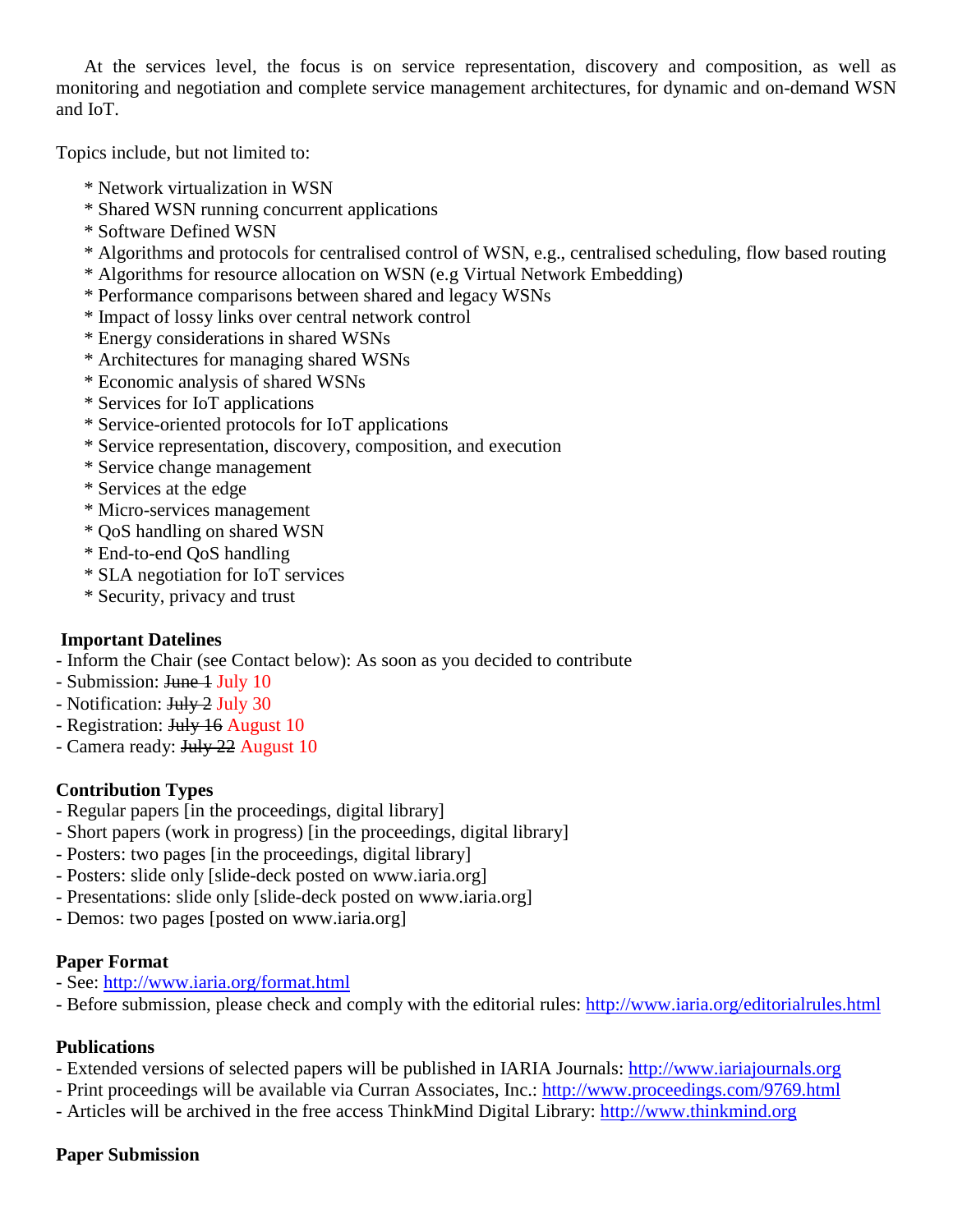At the services level, the focus is on service representation, discovery and composition, as well as monitoring and negotiation and complete service management architectures, for dynamic and on-demand WSN and IoT.

Topics include, but not limited to:

* Network virtualization in WSN
* Shared WSN running concurrent applications
* Software Defined WSN
* Algorithms and protocols for centralised control of WSN, e.g., centralised scheduling, flow based routing
* Algorithms for resource allocation on WSN (e.g Virtual Network Embedding)
* Performance comparisons between shared and legacy WSNs
* Impact of lossy links over central network control
* Energy considerations in shared WSNs
* Architectures for managing shared WSNs
* Economic analysis of shared WSNs
* Services for IoT applications
* Service-oriented protocols for IoT applications
* Service representation, discovery, composition, and execution
* Service change management
* Services at the edge
* Micro-services management
* QoS handling on shared WSN
* End-to-end QoS handling
* SLA negotiation for IoT services
* Security, privacy and trust

**Important Datelines**

- Inform the Chair (see Contact below): As soon as you decided to contribute
- Submission: ~~June 1~~ July 10
- Notification: ~~July 2~~ July 30
- Registration: ~~July 16~~ August 10
- Camera ready: ~~July 22~~ August 10

**Contribution Types**

- Regular papers [in the proceedings, digital library]
- Short papers (work in progress) [in the proceedings, digital library]
- Posters: two pages [in the proceedings, digital library]
- Posters: slide only [slide-deck posted on www.iaria.org]
- Presentations: slide only [slide-deck posted on www.iaria.org]
- Demos: two pages [posted on www.iaria.org]

**Paper Format**

- See: http://www.iaria.org/format.html
- Before submission, please check and comply with the editorial rules: http://www.iaria.org/editorialrules.html

**Publications**

- Extended versions of selected papers will be published in IARIA Journals: http://www.iariajournals.org
- Print proceedings will be available via Curran Associates, Inc.: http://www.proceedings.com/9769.html
- Articles will be archived in the free access ThinkMind Digital Library: http://www.thinkmind.org

**Paper Submission**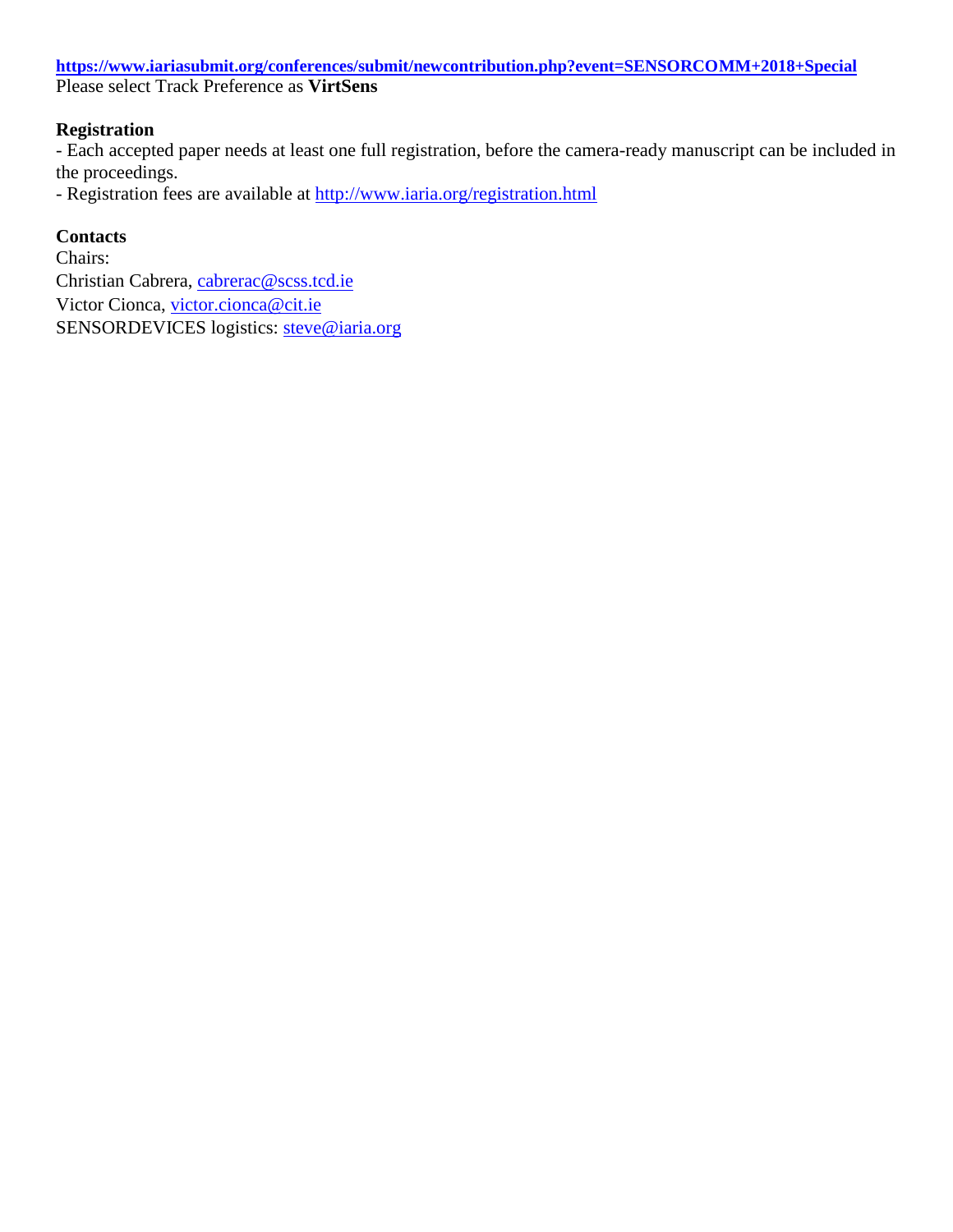**https://www.iariasubmit.org/conferences/submit/newcontribution.php?event=SENSORCOMM+2018+Special**
Please select Track Preference as **VirtSens**

**Registration**
- Each accepted paper needs at least one full registration, before the camera-ready manuscript can be included in the proceedings.
- Registration fees are available at http://www.iaria.org/registration.html

**Contacts**
Chairs:
Christian Cabrera, cabrerac@scss.tcd.ie
Victor Cionca, victor.cionca@cit.ie
SENSORDEVICES logistics: steve@iaria.org